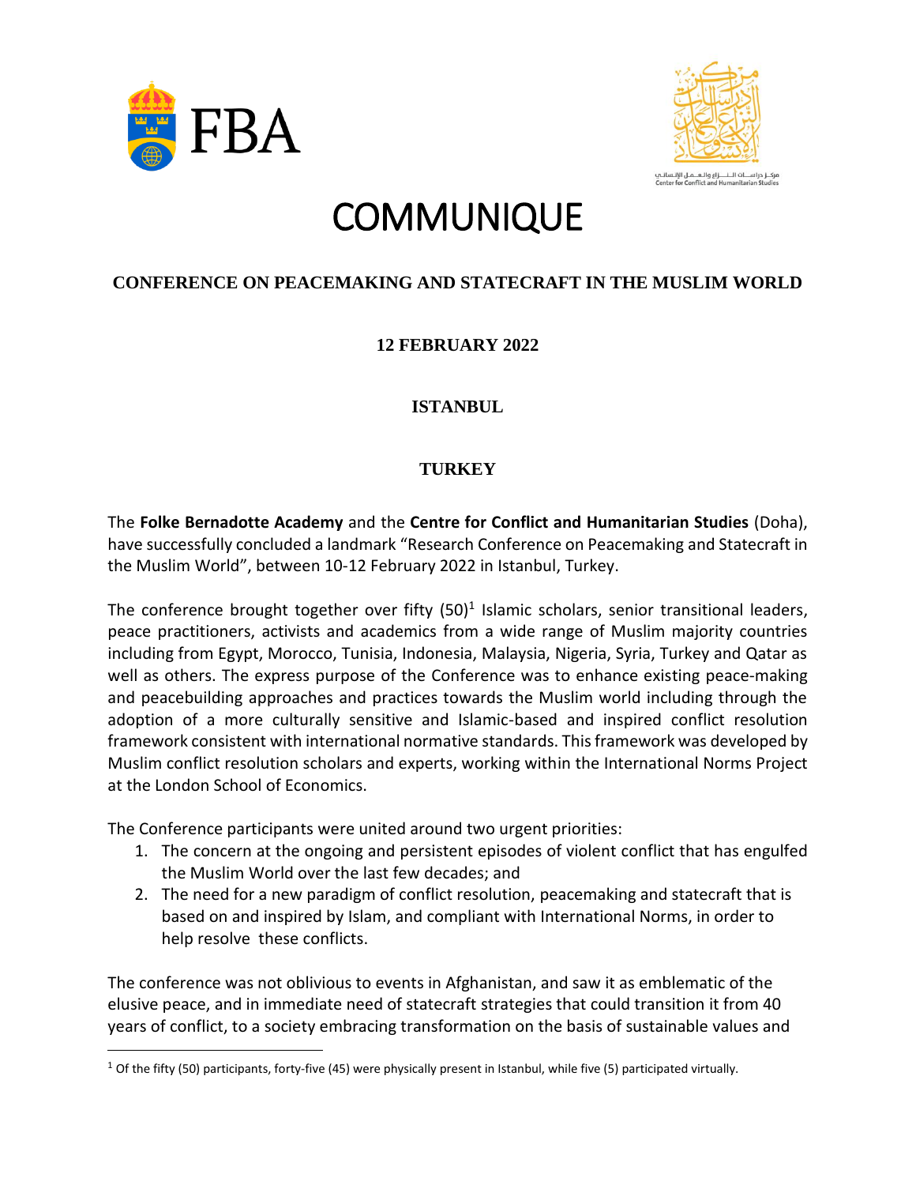# COMMUNIQUE

## CONFERENCE ON PEACEMAKING AND STATECRAFT IN THE MUSLIM WORLD

**12 FEBRUARY 2022**

**ISTANBUL**

**TURKEY**

The **Folke Bernadotte Academy** and the **Centre for Conflict and Humanitarian Studies** (Doha), have successfully concluded a landmark "Research Conference on Peacemaking and Statecraft in the Muslim World", between 10-12 February 2022 in Istanbul, Turkey.

The conference brought together over fifty (50)[1] Islamic scholars, senior transitional leaders, peace practitioners, activists and academics from a wide range of Muslim majority countries including from Egypt, Morocco, Tunisia, Indonesia, Malaysia, Nigeria, Syria, Turkey and Qatar as well as others. The express purpose of the Conference was to enhance existing peace-making and peacebuilding approaches and practices towards the Muslim world including through the adoption of a more culturally sensitive and Islamic-based and inspired conflict resolution framework consistent with international normative standards. This framework was developed by Muslim conflict resolution scholars and experts, working within the International Norms Project at the London School of Economics.

The Conference participants were united around two urgent priorities:

1. The concern at the ongoing and persistent episodes of violent conflict that has engulfed the Muslim World over the last few decades; and
2. The need for a new paradigm of conflict resolution, peacemaking and statecraft that is based on and inspired by Islam, and compliant with International Norms, in order to help resolve these conflicts.

The conference was not oblivious to events in Afghanistan, and saw it as emblematic of the elusive peace, and in immediate need of statecraft strategies that could transition it from 40 years of conflict, to a society embracing transformation on the basis of sustainable values and

[1] Of the fifty (50) participants, forty-five (45) were physically present in Istanbul, while five (5) participated virtually.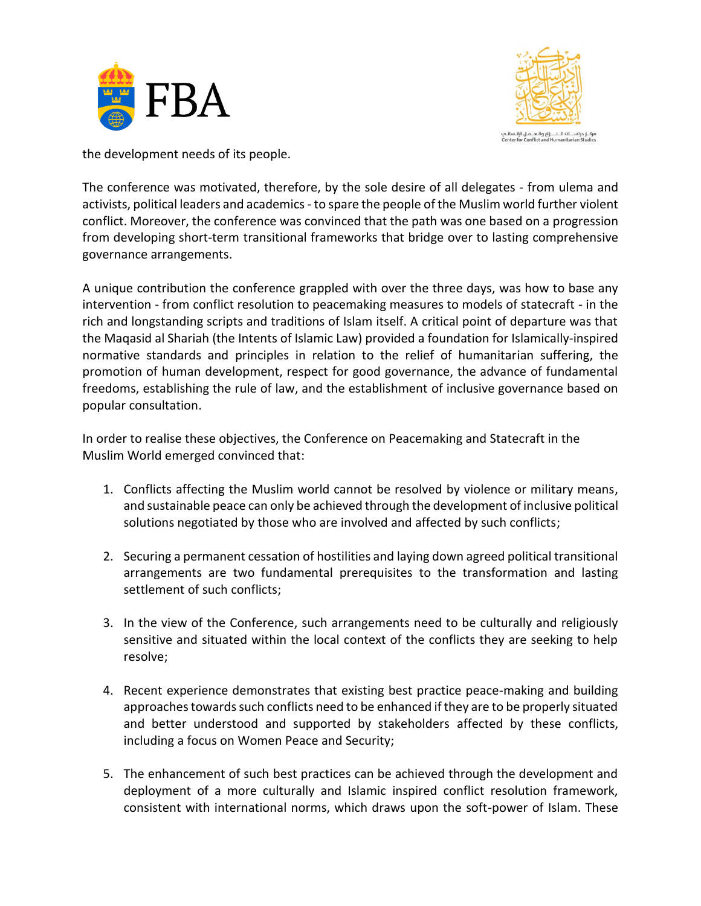the development needs of its people.

The conference was motivated, therefore, by the sole desire of all delegates - from ulema and activists, political leaders and academics - to spare the people of the Muslim world further violent conflict. Moreover, the conference was convinced that the path was one based on a progression from developing short-term transitional frameworks that bridge over to lasting comprehensive governance arrangements.

A unique contribution the conference grappled with over the three days, was how to base any intervention - from conflict resolution to peacemaking measures to models of statecraft - in the rich and longstanding scripts and traditions of Islam itself. A critical point of departure was that the Maqasid al Shariah (the Intents of Islamic Law) provided a foundation for Islamically-inspired normative standards and principles in relation to the relief of humanitarian suffering, the promotion of human development, respect for good governance, the advance of fundamental freedoms, establishing the rule of law, and the establishment of inclusive governance based on popular consultation.

In order to realise these objectives, the Conference on Peacemaking and Statecraft in the Muslim World emerged convinced that:

1. Conflicts affecting the Muslim world cannot be resolved by violence or military means, and sustainable peace can only be achieved through the development of inclusive political solutions negotiated by those who are involved and affected by such conflicts;

2. Securing a permanent cessation of hostilities and laying down agreed political transitional arrangements are two fundamental prerequisites to the transformation and lasting settlement of such conflicts;

3. In the view of the Conference, such arrangements need to be culturally and religiously sensitive and situated within the local context of the conflicts they are seeking to help resolve;

4. Recent experience demonstrates that existing best practice peace-making and building approaches towards such conflicts need to be enhanced if they are to be properly situated and better understood and supported by stakeholders affected by these conflicts, including a focus on Women Peace and Security;

5. The enhancement of such best practices can be achieved through the development and deployment of a more culturally and Islamic inspired conflict resolution framework, consistent with international norms, which draws upon the soft-power of Islam. These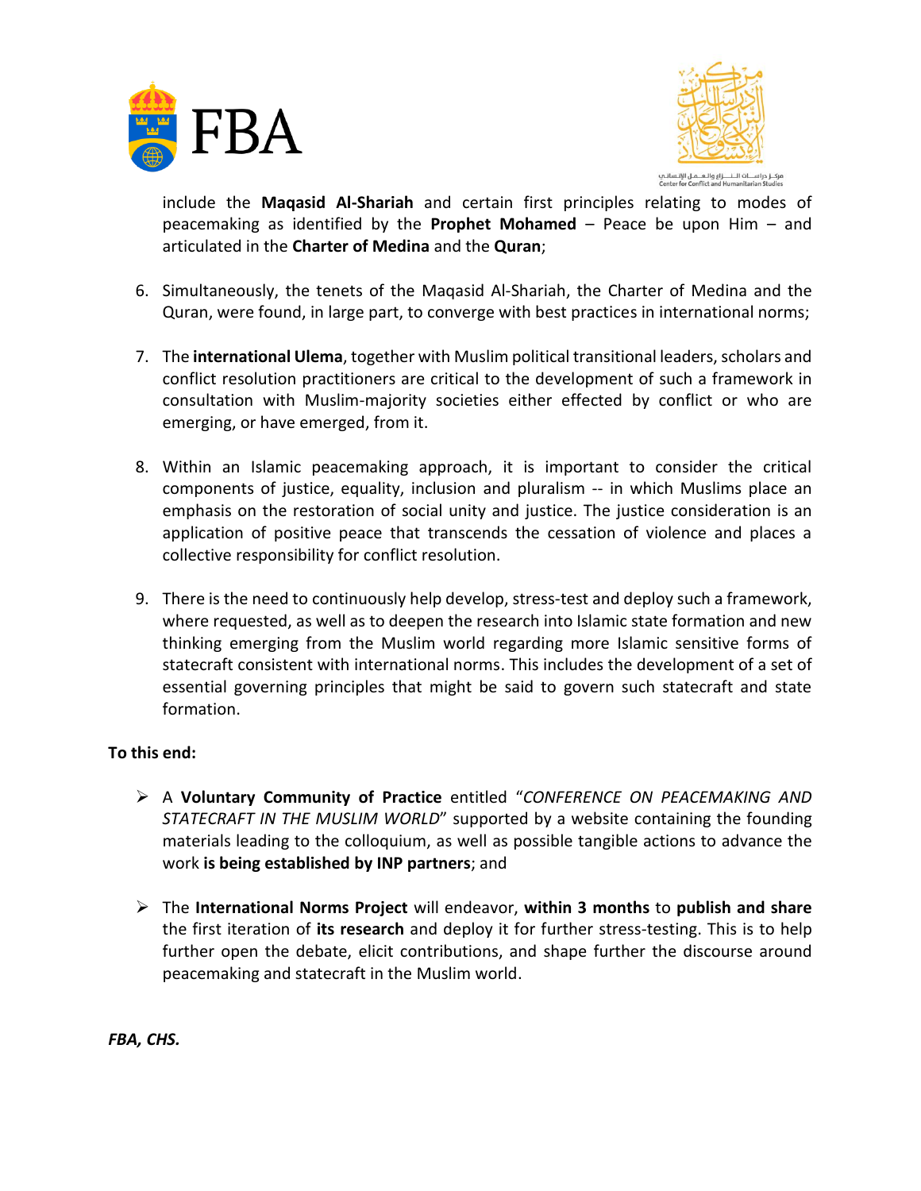include the **Maqasid Al-Shariah** and certain first principles relating to modes of peacemaking as identified by the **Prophet Mohamed** – Peace be upon Him – and articulated in the **Charter of Medina** and the **Quran**;

6. Simultaneously, the tenets of the Maqasid Al-Shariah, the Charter of Medina and the Quran, were found, in large part, to converge with best practices in international norms;

7. The **international Ulema**, together with Muslim political transitional leaders, scholars and conflict resolution practitioners are critical to the development of such a framework in consultation with Muslim-majority societies either effected by conflict or who are emerging, or have emerged, from it.

8. Within an Islamic peacemaking approach, it is important to consider the critical components of justice, equality, inclusion and pluralism -- in which Muslims place an emphasis on the restoration of social unity and justice. The justice consideration is an application of positive peace that transcends the cessation of violence and places a collective responsibility for conflict resolution.

9. There is the need to continuously help develop, stress-test and deploy such a framework, where requested, as well as to deepen the research into Islamic state formation and new thinking emerging from the Muslim world regarding more Islamic sensitive forms of statecraft consistent with international norms. This includes the development of a set of essential governing principles that might be said to govern such statecraft and state formation.

**To this end:**

- A **Voluntary Community of Practice** entitled "*CONFERENCE ON PEACEMAKING AND STATECRAFT IN THE MUSLIM WORLD*" supported by a website containing the founding materials leading to the colloquium, as well as possible tangible actions to advance the work **is being established by INP partners**; and

- The **International Norms Project** will endeavor, **within 3 months** to **publish and share** the first iteration of **its research** and deploy it for further stress-testing. This is to help further open the debate, elicit contributions, and shape further the discourse around peacemaking and statecraft in the Muslim world.

***FBA, CHS.***